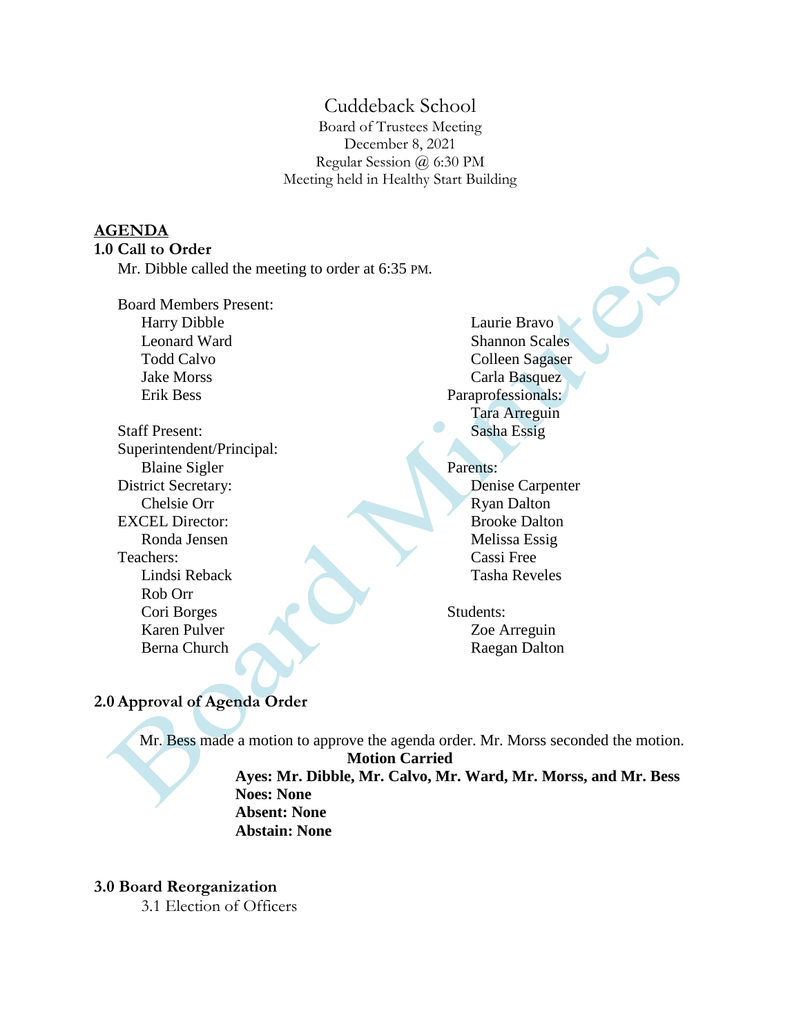# Cuddeback School

Board of Trustees Meeting
December 8, 2021
Regular Session @ 6:30 PM
Meeting held in Healthy Start Building

## AGENDA

### 1.0 Call to Order

Mr. Dibble called the meeting to order at 6:35 PM.

Board Members Present:
- Harry Dibble
- Leonard Ward
- Todd Calvo
- Jake Morss
- Erik Bess

Staff Present:

Superintendent/Principal:
- Blaine Sigler

District Secretary:
- Chelsie Orr

EXCEL Director:
- Ronda Jensen

Teachers:
- Lindsi Reback
- Rob Orr
- Cori Borges
- Karen Pulver
- Berna Church
- Laurie Bravo
- Shannon Scales
- Colleen Sagaser
- Carla Basquez

Paraprofessionals:
- Tara Arreguin
- Sasha Essig

Parents:
- Denise Carpenter
- Ryan Dalton
- Brooke Dalton
- Melissa Essig
- Cassi Free
- Tasha Reveles

Students:
- Zoe Arreguin
- Raegan Dalton

### 2.0 Approval of Agenda Order

Mr. Bess made a motion to approve the agenda order. Mr. Morss seconded the motion.

**Motion Carried**

**Ayes: Mr. Dibble, Mr. Calvo, Mr. Ward, Mr. Morss, and Mr. Bess**
**Noes: None**
**Absent: None**
**Abstain: None**

### 3.0 Board Reorganization

3.1 Election of Officers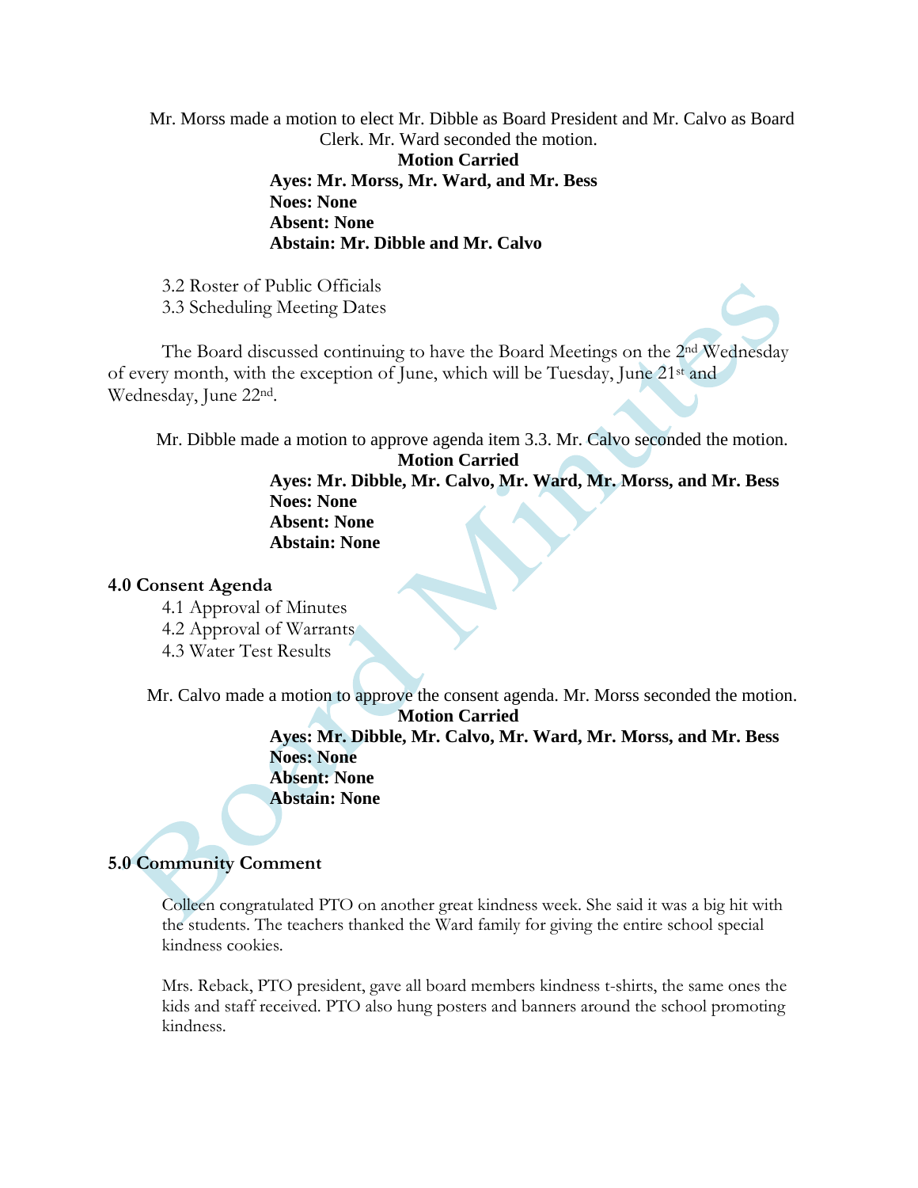Mr. Morss made a motion to elect Mr. Dibble as Board President and Mr. Calvo as Board Clerk. Mr. Ward seconded the motion.

**Motion Carried**
**Ayes: Mr. Morss, Mr. Ward, and Mr. Bess**
**Noes: None**
**Absent: None**
**Abstain: Mr. Dibble and Mr. Calvo**

3.2 Roster of Public Officials
3.3 Scheduling Meeting Dates

The Board discussed continuing to have the Board Meetings on the 2nd Wednesday of every month, with the exception of June, which will be Tuesday, June 21st and Wednesday, June 22nd.

Mr. Dibble made a motion to approve agenda item 3.3. Mr. Calvo seconded the motion.

**Motion Carried**
**Ayes: Mr. Dibble, Mr. Calvo, Mr. Ward, Mr. Morss, and Mr. Bess**
**Noes: None**
**Absent: None**
**Abstain: None**

## 4.0 Consent Agenda

4.1 Approval of Minutes
4.2 Approval of Warrants
4.3 Water Test Results

Mr. Calvo made a motion to approve the consent agenda. Mr. Morss seconded the motion.

**Motion Carried**
**Ayes: Mr. Dibble, Mr. Calvo, Mr. Ward, Mr. Morss, and Mr. Bess**
**Noes: None**
**Absent: None**
**Abstain: None**

## 5.0 Community Comment

Colleen congratulated PTO on another great kindness week. She said it was a big hit with the students. The teachers thanked the Ward family for giving the entire school special kindness cookies.

Mrs. Reback, PTO president, gave all board members kindness t-shirts, the same ones the kids and staff received. PTO also hung posters and banners around the school promoting kindness.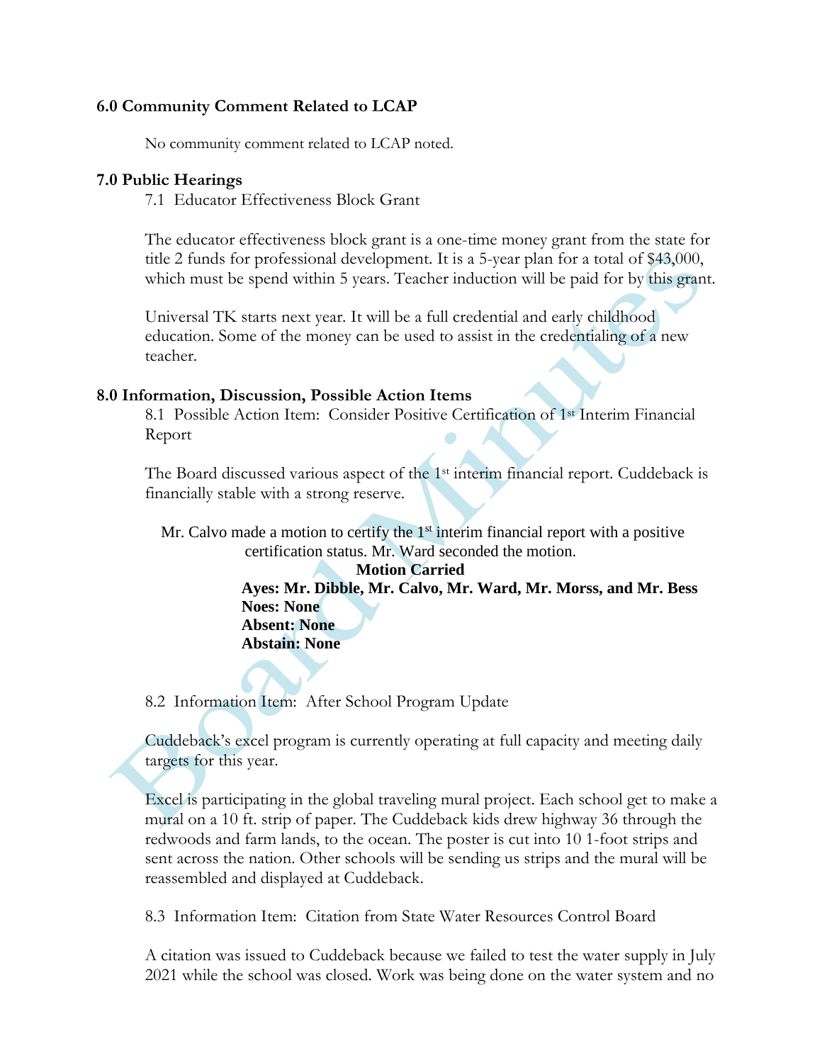## 6.0 Community Comment Related to LCAP

No community comment related to LCAP noted.

## 7.0 Public Hearings

7.1 Educator Effectiveness Block Grant

The educator effectiveness block grant is a one-time money grant from the state for title 2 funds for professional development. It is a 5-year plan for a total of $43,000, which must be spend within 5 years. Teacher induction will be paid for by this grant.

Universal TK starts next year. It will be a full credential and early childhood education. Some of the money can be used to assist in the credentialing of a new teacher.

## 8.0 Information, Discussion, Possible Action Items

8.1 Possible Action Item: Consider Positive Certification of 1st Interim Financial Report

The Board discussed various aspect of the 1st interim financial report. Cuddeback is financially stable with a strong reserve.

Mr. Calvo made a motion to certify the 1st interim financial report with a positive certification status. Mr. Ward seconded the motion.

**Motion Carried**
**Ayes: Mr. Dibble, Mr. Calvo, Mr. Ward, Mr. Morss, and Mr. Bess**
**Noes: None**
**Absent: None**
**Abstain: None**

8.2 Information Item: After School Program Update

Cuddeback's excel program is currently operating at full capacity and meeting daily targets for this year.

Excel is participating in the global traveling mural project. Each school get to make a mural on a 10 ft. strip of paper. The Cuddeback kids drew highway 36 through the redwoods and farm lands, to the ocean. The poster is cut into 10 1-foot strips and sent across the nation. Other schools will be sending us strips and the mural will be reassembled and displayed at Cuddeback.

8.3 Information Item: Citation from State Water Resources Control Board

A citation was issued to Cuddeback because we failed to test the water supply in July 2021 while the school was closed. Work was being done on the water system and no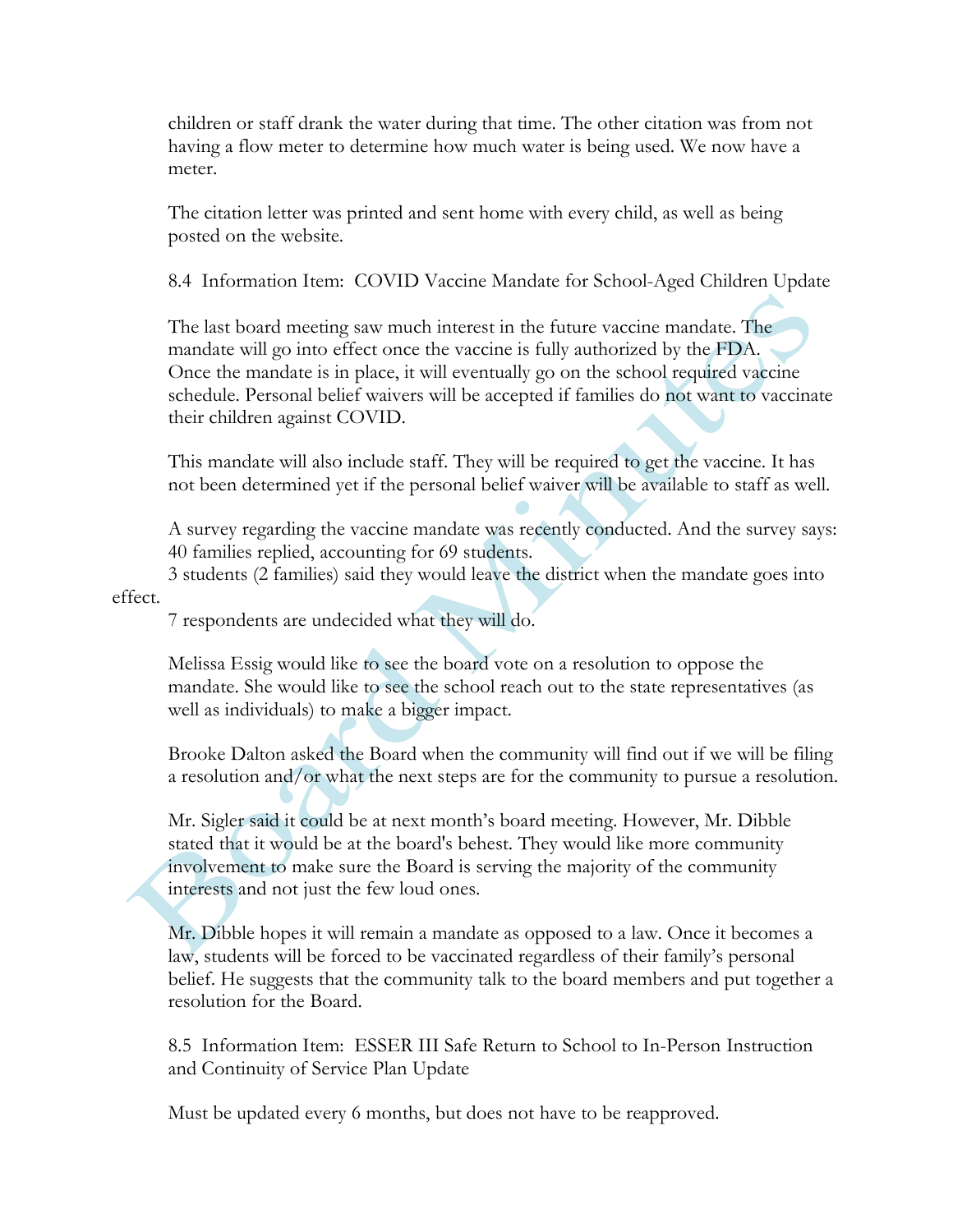children or staff drank the water during that time. The other citation was from not having a flow meter to determine how much water is being used. We now have a meter.

The citation letter was printed and sent home with every child, as well as being posted on the website.

8.4 Information Item: COVID Vaccine Mandate for School-Aged Children Update

The last board meeting saw much interest in the future vaccine mandate. The mandate will go into effect once the vaccine is fully authorized by the FDA. Once the mandate is in place, it will eventually go on the school required vaccine schedule. Personal belief waivers will be accepted if families do not want to vaccinate their children against COVID.

This mandate will also include staff. They will be required to get the vaccine. It has not been determined yet if the personal belief waiver will be available to staff as well.

A survey regarding the vaccine mandate was recently conducted. And the survey says:
40 families replied, accounting for 69 students.
3 students (2 families) said they would leave the district when the mandate goes into effect.
7 respondents are undecided what they will do.

Melissa Essig would like to see the board vote on a resolution to oppose the mandate. She would like to see the school reach out to the state representatives (as well as individuals) to make a bigger impact.

Brooke Dalton asked the Board when the community will find out if we will be filing a resolution and/or what the next steps are for the community to pursue a resolution.

Mr. Sigler said it could be at next month's board meeting. However, Mr. Dibble stated that it would be at the board's behest. They would like more community involvement to make sure the Board is serving the majority of the community interests and not just the few loud ones.

Mr. Dibble hopes it will remain a mandate as opposed to a law. Once it becomes a law, students will be forced to be vaccinated regardless of their family's personal belief. He suggests that the community talk to the board members and put together a resolution for the Board.

8.5 Information Item: ESSER III Safe Return to School to In-Person Instruction and Continuity of Service Plan Update

Must be updated every 6 months, but does not have to be reapproved.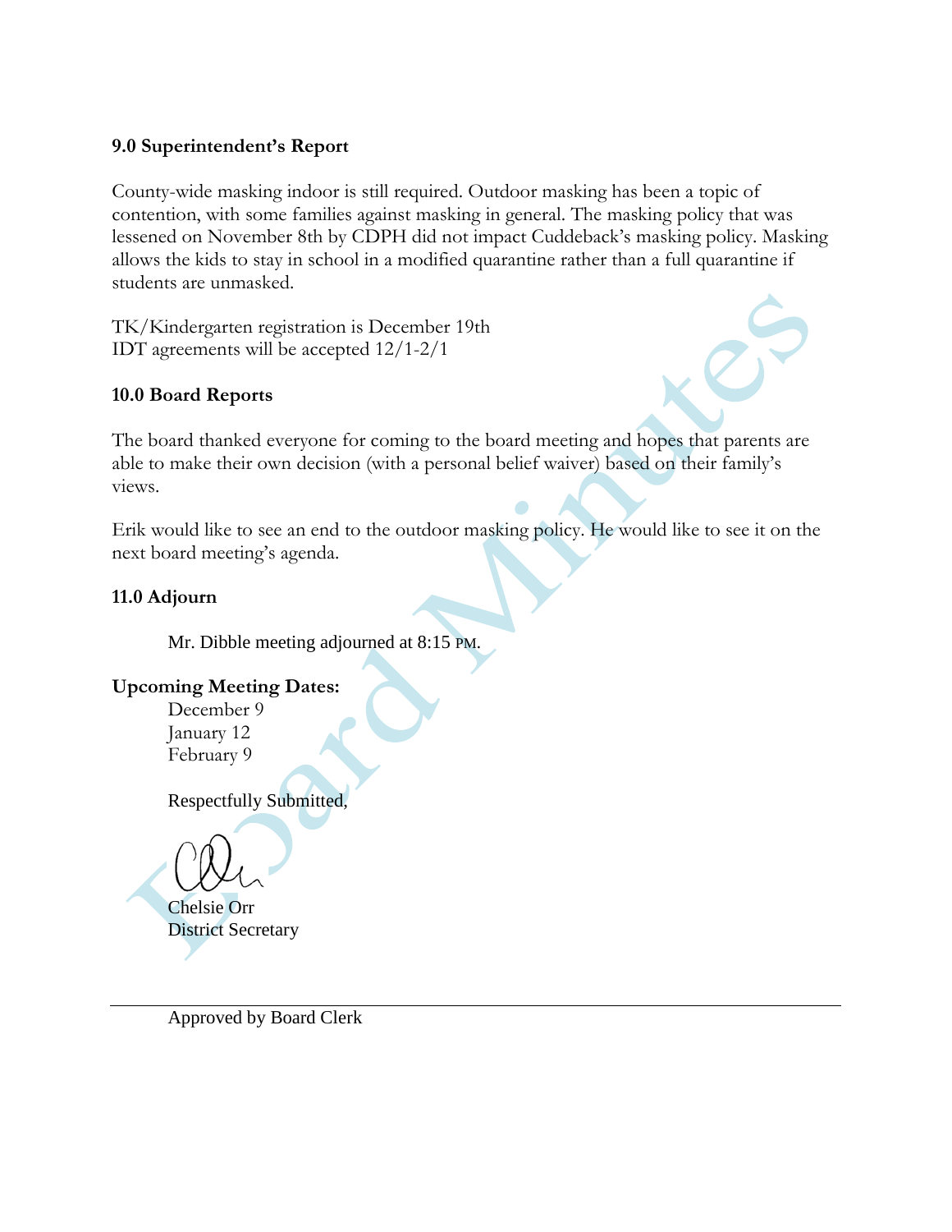### 9.0 Superintendent's Report

County-wide masking indoor is still required. Outdoor masking has been a topic of contention, with some families against masking in general. The masking policy that was lessened on November 8th by CDPH did not impact Cuddeback's masking policy. Masking allows the kids to stay in school in a modified quarantine rather than a full quarantine if students are unmasked.

TK/Kindergarten registration is December 19th
IDT agreements will be accepted 12/1-2/1

### 10.0 Board Reports

The board thanked everyone for coming to the board meeting and hopes that parents are able to make their own decision (with a personal belief waiver) based on their family's views.

Erik would like to see an end to the outdoor masking policy. He would like to see it on the next board meeting's agenda.

### 11.0 Adjourn

Mr. Dibble meeting adjourned at 8:15 PM.

**Upcoming Meeting Dates:**

December 9
January 12
February 9

Respectfully Submitted,

Chelsie Orr
District Secretary

Approved by Board Clerk